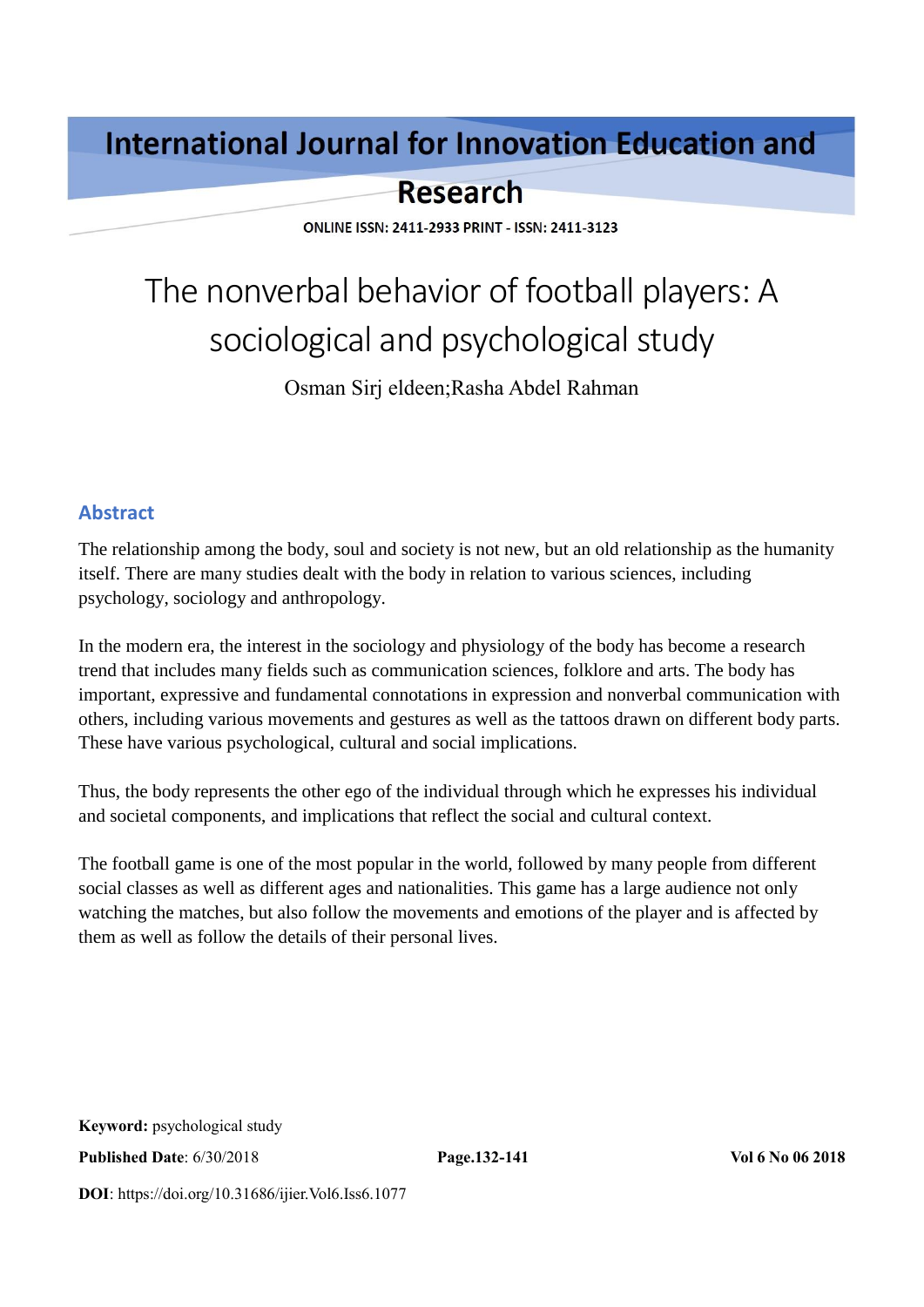International Journal for Innovation Education and Research

ONLINE ISSN: 2411-2933 PRINT - ISSN: 2411-3123

# The nonverbal behavior of football players: A sociological and psychological study

Osman Sirj eldeen;Rasha Abdel Rahman

## Abstract

The relationship among the body, soul and society is not new, but an old relationship as the humanity itself. There are many studies dealt with the body in relation to various sciences, including psychology, sociology and anthropology.

In the modern era, the interest in the sociology and physiology of the body has become a research trend that includes many fields such as communication sciences, folklore and arts. The body has important, expressive and fundamental connotations in expression and nonverbal communication with others, including various movements and gestures as well as the tattoos drawn on different body parts. These have various psychological, cultural and social implications.

Thus, the body represents the other ego of the individual through which he expresses his individual and societal components, and implications that reflect the social and cultural context.

The football game is one of the most popular in the world, followed by many people from different social classes as well as different ages and nationalities. This game has a large audience not only watching the matches, but also follow the movements and emotions of the player and is affected by them as well as follow the details of their personal lives.

**Keyword:** psychological study

**Published Date**: 6/30/2018 **Page.132-141** **Vol 6 No 06 2018**

**DOI**: https://doi.org/10.31686/ijier.Vol6.Iss6.1077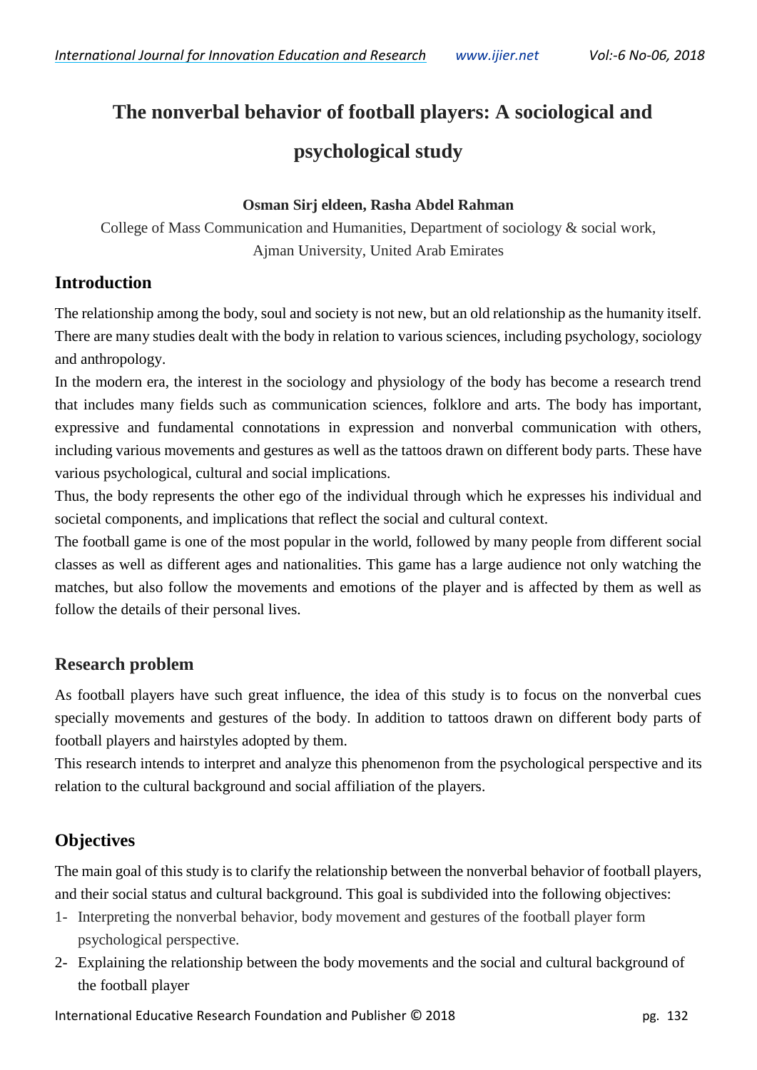# The nonverbal behavior of football players: A sociological and psychological study

**Osman Sirj eldeen, Rasha Abdel Rahman**

College of Mass Communication and Humanities, Department of sociology & social work, Ajman University, United Arab Emirates

## Introduction

The relationship among the body, soul and society is not new, but an old relationship as the humanity itself. There are many studies dealt with the body in relation to various sciences, including psychology, sociology and anthropology.

In the modern era, the interest in the sociology and physiology of the body has become a research trend that includes many fields such as communication sciences, folklore and arts. The body has important, expressive and fundamental connotations in expression and nonverbal communication with others, including various movements and gestures as well as the tattoos drawn on different body parts. These have various psychological, cultural and social implications.

Thus, the body represents the other ego of the individual through which he expresses his individual and societal components, and implications that reflect the social and cultural context.

The football game is one of the most popular in the world, followed by many people from different social classes as well as different ages and nationalities. This game has a large audience not only watching the matches, but also follow the movements and emotions of the player and is affected by them as well as follow the details of their personal lives.

## Research problem

As football players have such great influence, the idea of this study is to focus on the nonverbal cues specially movements and gestures of the body. In addition to tattoos drawn on different body parts of football players and hairstyles adopted by them.

This research intends to interpret and analyze this phenomenon from the psychological perspective and its relation to the cultural background and social affiliation of the players.

## Objectives

The main goal of this study is to clarify the relationship between the nonverbal behavior of football players, and their social status and cultural background. This goal is subdivided into the following objectives:

1- Interpreting the nonverbal behavior, body movement and gestures of the football player form psychological perspective.
2- Explaining the relationship between the body movements and the social and cultural background of the football player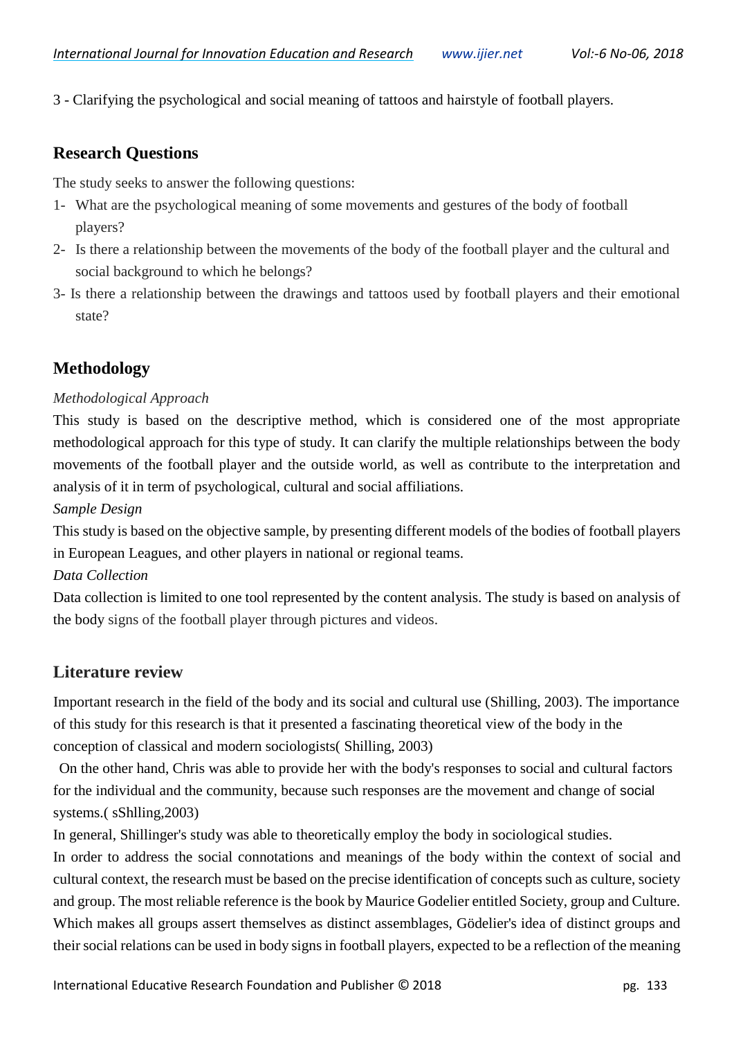3 - Clarifying the psychological and social meaning of tattoos and hairstyle of football players.

## Research Questions

The study seeks to answer the following questions:

1- What are the psychological meaning of some movements and gestures of the body of football players?

2- Is there a relationship between the movements of the body of the football player and the cultural and social background to which he belongs?

3- Is there a relationship between the drawings and tattoos used by football players and their emotional state?

## Methodology

*Methodological Approach*

This study is based on the descriptive method, which is considered one of the most appropriate methodological approach for this type of study. It can clarify the multiple relationships between the body movements of the football player and the outside world, as well as contribute to the interpretation and analysis of it in term of psychological, cultural and social affiliations.

*Sample Design*

This study is based on the objective sample, by presenting different models of the bodies of football players in European Leagues, and other players in national or regional teams.

*Data Collection*

Data collection is limited to one tool represented by the content analysis. The study is based on analysis of the body signs of the football player through pictures and videos.

## Literature review

Important research in the field of the body and its social and cultural use (Shilling, 2003). The importance of this study for this research is that it presented a fascinating theoretical view of the body in the conception of classical and modern sociologists( Shilling, 2003)

On the other hand, Chris was able to provide her with the body's responses to social and cultural factors for the individual and the community, because such responses are the movement and change of social systems.( sShlling,2003)

In general, Shillinger's study was able to theoretically employ the body in sociological studies.

In order to address the social connotations and meanings of the body within the context of social and cultural context, the research must be based on the precise identification of concepts such as culture, society and group. The most reliable reference is the book by Maurice Godelier entitled Society, group and Culture. Which makes all groups assert themselves as distinct assemblages, Gödelier's idea of distinct groups and their social relations can be used in body signs in football players, expected to be a reflection of the meaning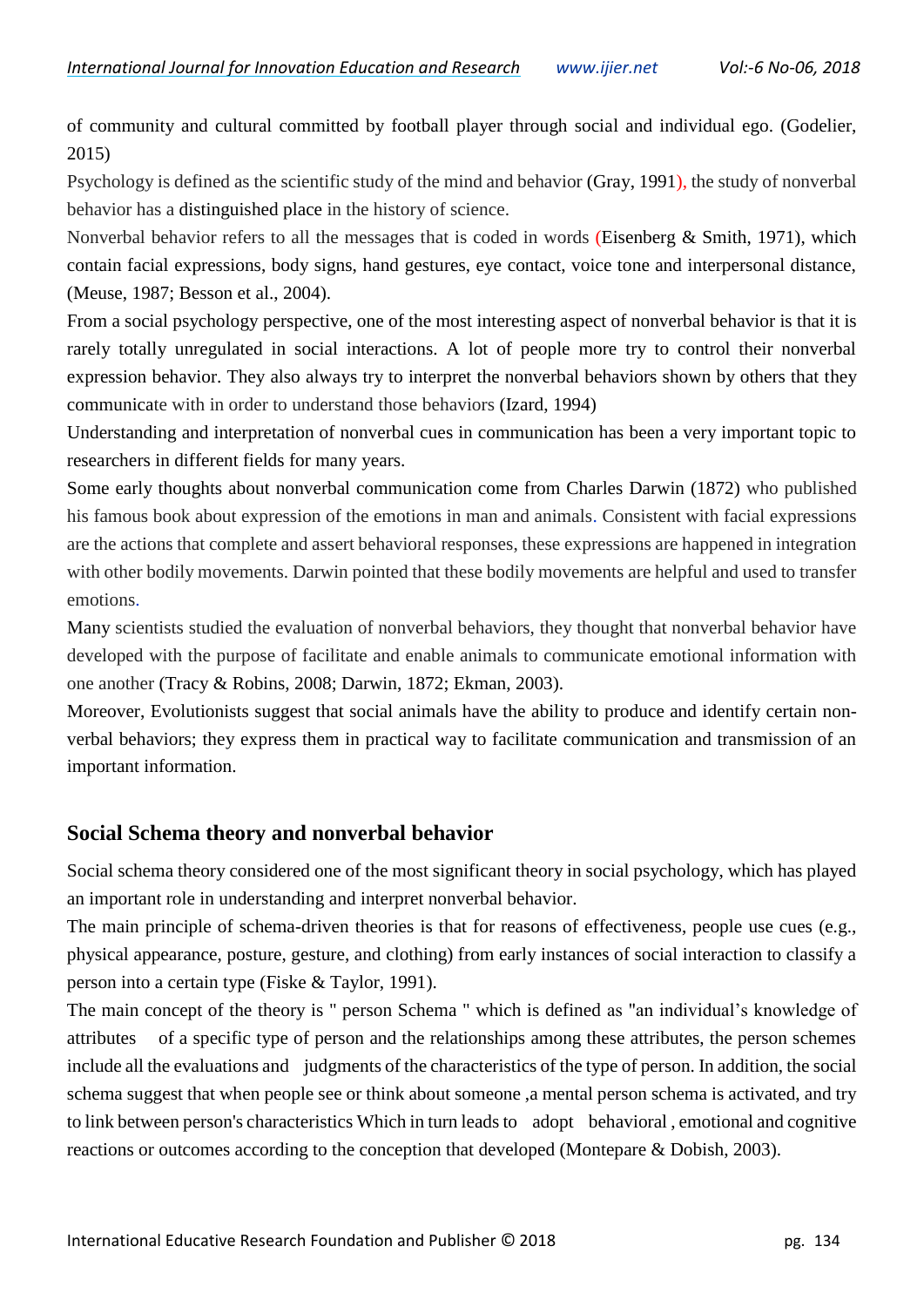of community and cultural committed by football player through social and individual ego. (Godelier, 2015)

Psychology is defined as the scientific study of the mind and behavior (Gray, 1991), the study of nonverbal behavior has a distinguished place in the history of science.

Nonverbal behavior refers to all the messages that is coded in words (Eisenberg & Smith, 1971), which contain facial expressions, body signs, hand gestures, eye contact, voice tone and interpersonal distance, (Meuse, 1987; Besson et al., 2004).

From a social psychology perspective, one of the most interesting aspect of nonverbal behavior is that it is rarely totally unregulated in social interactions. A lot of people more try to control their nonverbal expression behavior. They also always try to interpret the nonverbal behaviors shown by others that they communicate with in order to understand those behaviors (Izard, 1994)

Understanding and interpretation of nonverbal cues in communication has been a very important topic to researchers in different fields for many years.

Some early thoughts about nonverbal communication come from Charles Darwin (1872) who published his famous book about expression of the emotions in man and animals. Consistent with facial expressions are the actions that complete and assert behavioral responses, these expressions are happened in integration with other bodily movements. Darwin pointed that these bodily movements are helpful and used to transfer emotions.

Many scientists studied the evaluation of nonverbal behaviors, they thought that nonverbal behavior have developed with the purpose of facilitate and enable animals to communicate emotional information with one another (Tracy & Robins, 2008; Darwin, 1872; Ekman, 2003).

Moreover, Evolutionists suggest that social animals have the ability to produce and identify certain non-verbal behaviors; they express them in practical way to facilitate communication and transmission of an important information.

## Social Schema theory and nonverbal behavior

Social schema theory considered one of the most significant theory in social psychology, which has played an important role in understanding and interpret nonverbal behavior.

The main principle of schema-driven theories is that for reasons of effectiveness, people use cues (e.g., physical appearance, posture, gesture, and clothing) from early instances of social interaction to classify a person into a certain type (Fiske & Taylor, 1991).

The main concept of the theory is " person Schema " which is defined as "an individual's knowledge of attributes of a specific type of person and the relationships among these attributes, the person schemes include all the evaluations and judgments of the characteristics of the type of person. In addition, the social schema suggest that when people see or think about someone ,a mental person schema is activated, and try to link between person's characteristics Which in turn leads to adopt behavioral , emotional and cognitive reactions or outcomes according to the conception that developed (Montepare & Dobish, 2003).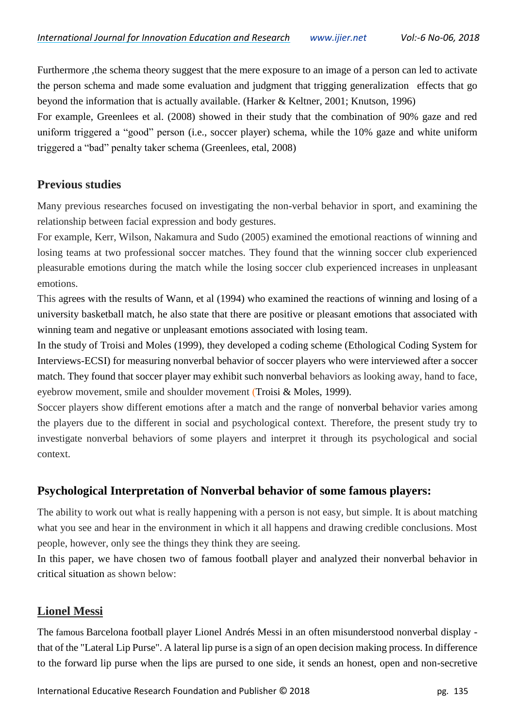Furthermore ,the schema theory suggest that the mere exposure to an image of a person can led to activate the person schema and made some evaluation and judgment that trigging generalization effects that go beyond the information that is actually available. (Harker & Keltner, 2001; Knutson, 1996)

For example, Greenlees et al. (2008) showed in their study that the combination of 90% gaze and red uniform triggered a "good" person (i.e., soccer player) schema, while the 10% gaze and white uniform triggered a "bad" penalty taker schema (Greenlees, etal, 2008)

## Previous studies

Many previous researches focused on investigating the non-verbal behavior in sport, and examining the relationship between facial expression and body gestures.

For example, Kerr, Wilson, Nakamura and Sudo (2005) examined the emotional reactions of winning and losing teams at two professional soccer matches. They found that the winning soccer club experienced pleasurable emotions during the match while the losing soccer club experienced increases in unpleasant emotions.

This agrees with the results of Wann, et al (1994) who examined the reactions of winning and losing of a university basketball match, he also state that there are positive or pleasant emotions that associated with winning team and negative or unpleasant emotions associated with losing team.

In the study of Troisi and Moles (1999), they developed a coding scheme (Ethological Coding System for Interviews-ECSI) for measuring nonverbal behavior of soccer players who were interviewed after a soccer match. They found that soccer player may exhibit such nonverbal behaviors as looking away, hand to face, eyebrow movement, smile and shoulder movement (Troisi & Moles, 1999).

Soccer players show different emotions after a match and the range of nonverbal behavior varies among the players due to the different in social and psychological context. Therefore, the present study try to investigate nonverbal behaviors of some players and interpret it through its psychological and social context.

## Psychological Interpretation of Nonverbal behavior of some famous players:

The ability to work out what is really happening with a person is not easy, but simple. It is about matching what you see and hear in the environment in which it all happens and drawing credible conclusions. Most people, however, only see the things they think they are seeing.

In this paper, we have chosen two of famous football player and analyzed their nonverbal behavior in critical situation as shown below:

### Lionel Messi

The famous Barcelona football player Lionel Andrés Messi in an often misunderstood nonverbal display - that of the "Lateral Lip Purse". A lateral lip purse is a sign of an open decision making process. In difference to the forward lip purse when the lips are pursed to one side, it sends an honest, open and non-secretive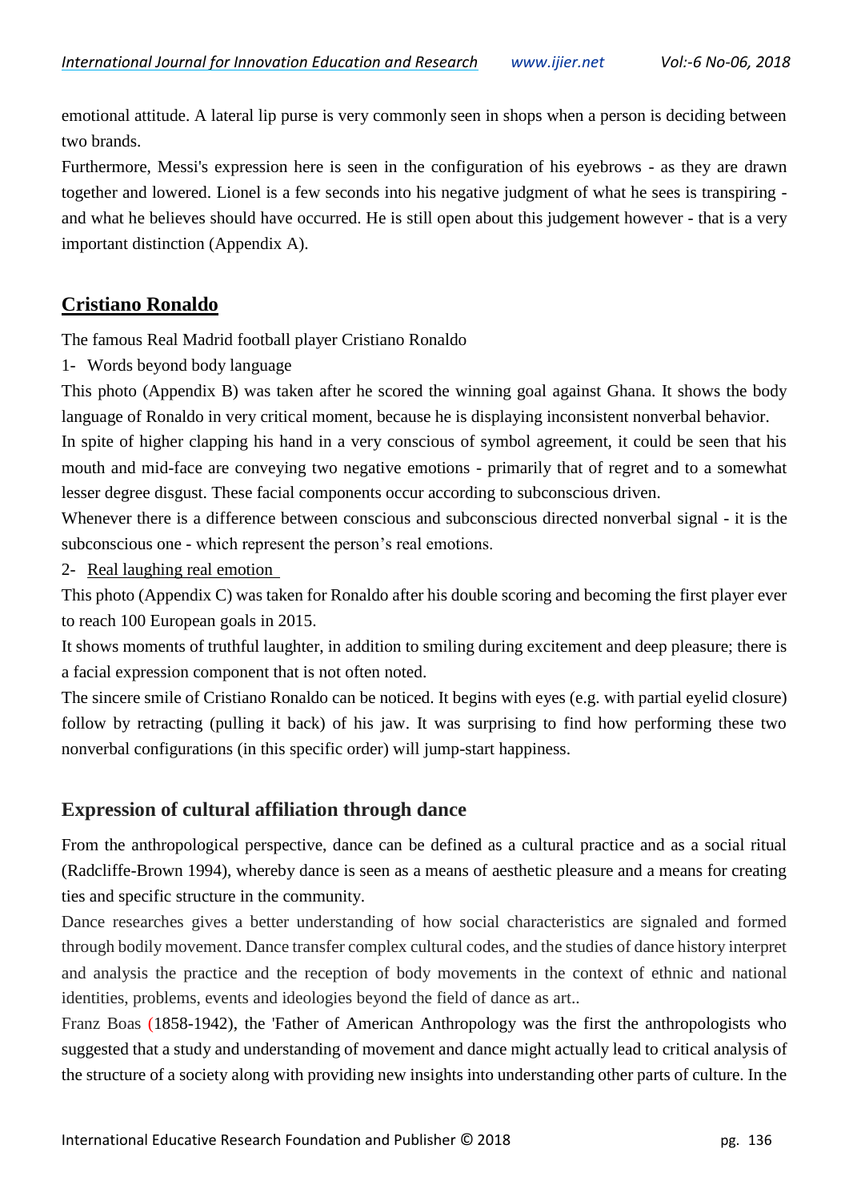emotional attitude. A lateral lip purse is very commonly seen in shops when a person is deciding between two brands.

Furthermore, Messi's expression here is seen in the configuration of his eyebrows - as they are drawn together and lowered. Lionel is a few seconds into his negative judgment of what he sees is transpiring - and what he believes should have occurred. He is still open about this judgement however - that is a very important distinction (Appendix A).

## Cristiano Ronaldo

The famous Real Madrid football player Cristiano Ronaldo

1- Words beyond body language

This photo (Appendix B) was taken after he scored the winning goal against Ghana. It shows the body language of Ronaldo in very critical moment, because he is displaying inconsistent nonverbal behavior.

In spite of higher clapping his hand in a very conscious of symbol agreement, it could be seen that his mouth and mid-face are conveying two negative emotions - primarily that of regret and to a somewhat lesser degree disgust. These facial components occur according to subconscious driven.

Whenever there is a difference between conscious and subconscious directed nonverbal signal - it is the subconscious one - which represent the person's real emotions.

2- Real laughing real emotion

This photo (Appendix C) was taken for Ronaldo after his double scoring and becoming the first player ever to reach 100 European goals in 2015.

It shows moments of truthful laughter, in addition to smiling during excitement and deep pleasure; there is a facial expression component that is not often noted.

The sincere smile of Cristiano Ronaldo can be noticed. It begins with eyes (e.g. with partial eyelid closure) follow by retracting (pulling it back) of his jaw. It was surprising to find how performing these two nonverbal configurations (in this specific order) will jump-start happiness.

## Expression of cultural affiliation through dance

From the anthropological perspective, dance can be defined as a cultural practice and as a social ritual (Radcliffe-Brown 1994), whereby dance is seen as a means of aesthetic pleasure and a means for creating ties and specific structure in the community.

Dance researches gives a better understanding of how social characteristics are signaled and formed through bodily movement. Dance transfer complex cultural codes, and the studies of dance history interpret and analysis the practice and the reception of body movements in the context of ethnic and national identities, problems, events and ideologies beyond the field of dance as art..

Franz Boas (1858-1942), the 'Father of American Anthropology was the first the anthropologists who suggested that a study and understanding of movement and dance might actually lead to critical analysis of the structure of a society along with providing new insights into understanding other parts of culture. In the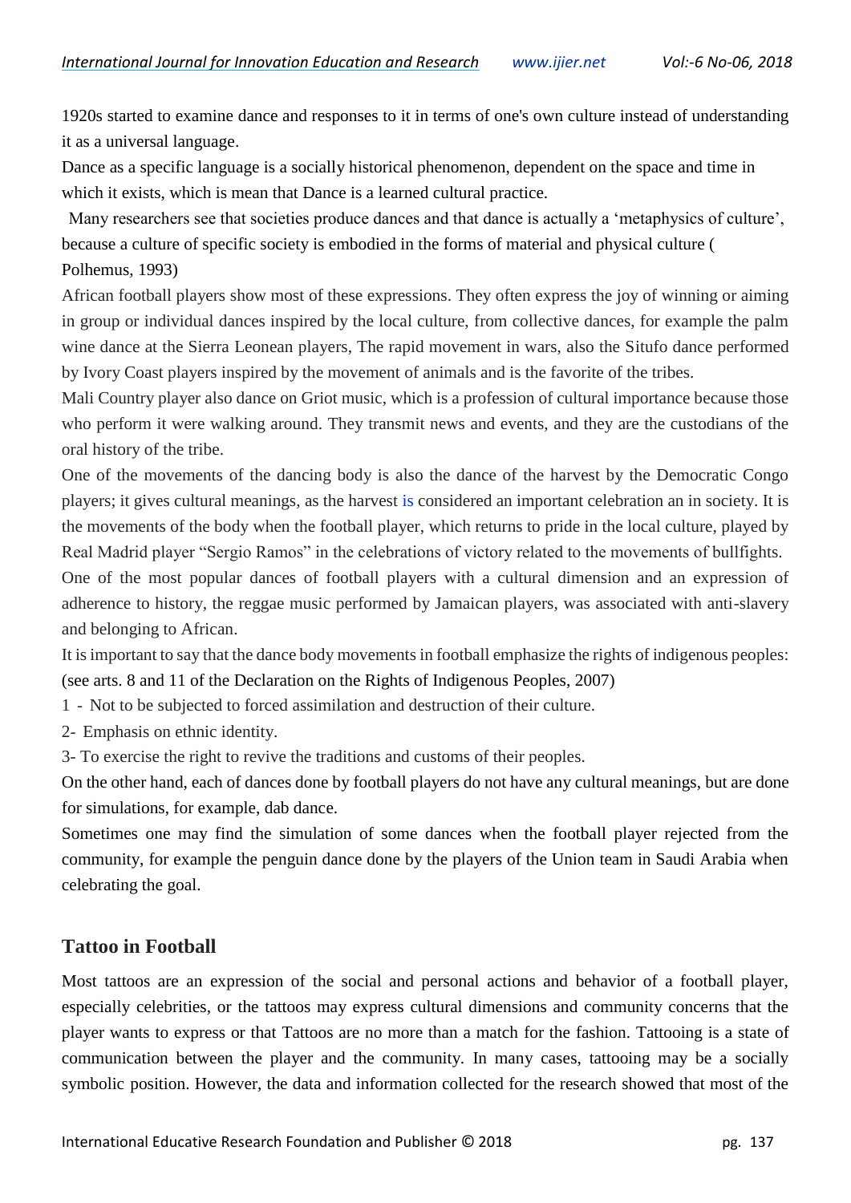1920s started to examine dance and responses to it in terms of one's own culture instead of understanding it as a universal language.

Dance as a specific language is a socially historical phenomenon, dependent on the space and time in which it exists, which is mean that Dance is a learned cultural practice.

Many researchers see that societies produce dances and that dance is actually a 'metaphysics of culture', because a culture of specific society is embodied in the forms of material and physical culture ( Polhemus, 1993)

African football players show most of these expressions. They often express the joy of winning or aiming in group or individual dances inspired by the local culture, from collective dances, for example the palm wine dance at the Sierra Leonean players, The rapid movement in wars, also the Situfo dance performed by Ivory Coast players inspired by the movement of animals and is the favorite of the tribes.

Mali Country player also dance on Griot music, which is a profession of cultural importance because those who perform it were walking around. They transmit news and events, and they are the custodians of the oral history of the tribe.

One of the movements of the dancing body is also the dance of the harvest by the Democratic Congo players; it gives cultural meanings, as the harvest is considered an important celebration an in society. It is the movements of the body when the football player, which returns to pride in the local culture, played by Real Madrid player "Sergio Ramos" in the celebrations of victory related to the movements of bullfights.

One of the most popular dances of football players with a cultural dimension and an expression of adherence to history, the reggae music performed by Jamaican players, was associated with anti-slavery and belonging to African.

It is important to say that the dance body movements in football emphasize the rights of indigenous peoples: (see arts. 8 and 11 of the Declaration on the Rights of Indigenous Peoples, 2007)

1 - Not to be subjected to forced assimilation and destruction of their culture.

2- Emphasis on ethnic identity.

3- To exercise the right to revive the traditions and customs of their peoples.

On the other hand, each of dances done by football players do not have any cultural meanings, but are done for simulations, for example, dab dance.

Sometimes one may find the simulation of some dances when the football player rejected from the community, for example the penguin dance done by the players of the Union team in Saudi Arabia when celebrating the goal.

## Tattoo in Football

Most tattoos are an expression of the social and personal actions and behavior of a football player, especially celebrities, or the tattoos may express cultural dimensions and community concerns that the player wants to express or that Tattoos are no more than a match for the fashion. Tattooing is a state of communication between the player and the community. In many cases, tattooing may be a socially symbolic position. However, the data and information collected for the research showed that most of the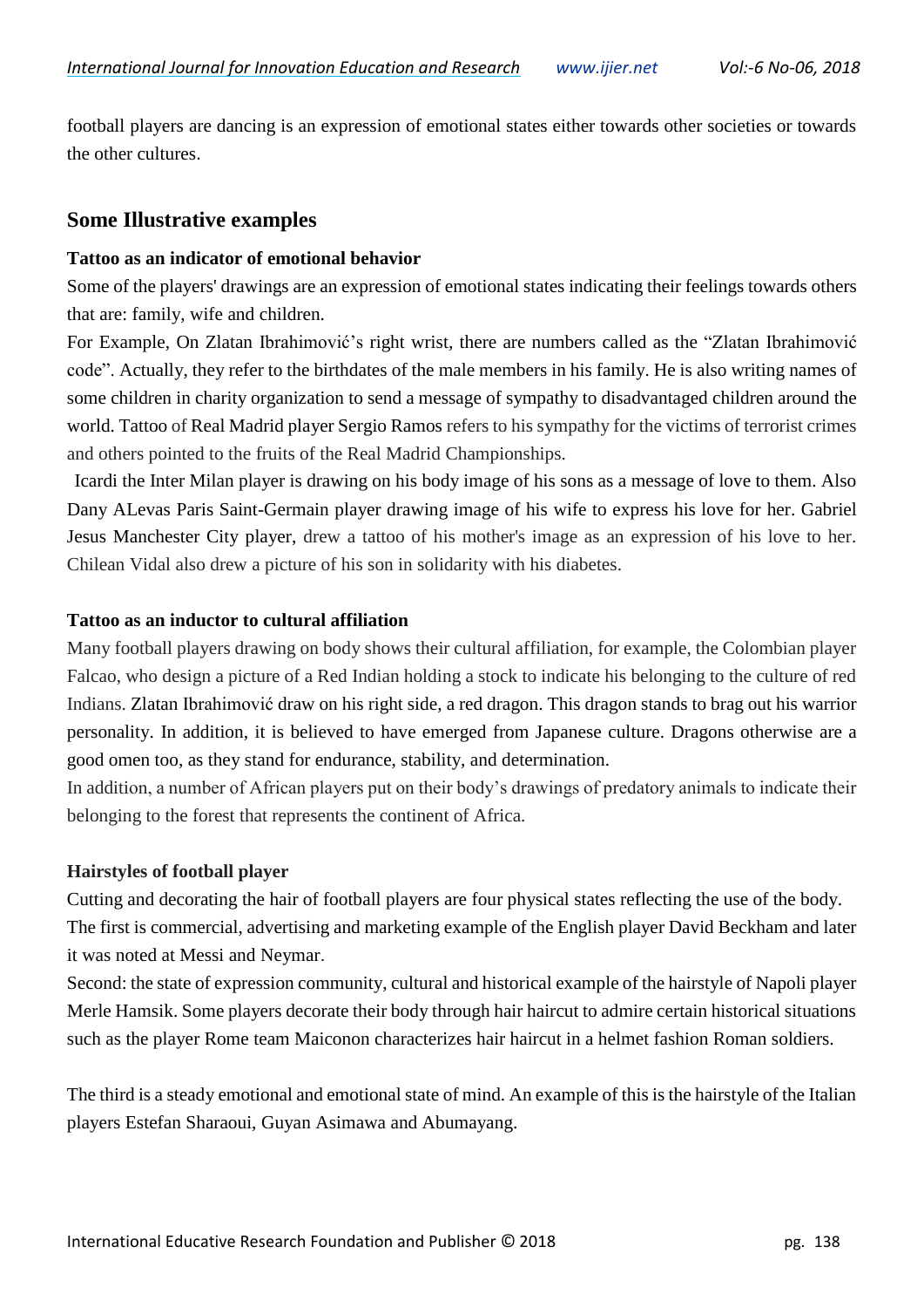football players are dancing is an expression of emotional states either towards other societies or towards the other cultures.

## Some Illustrative examples

### Tattoo as an indicator of emotional behavior

Some of the players' drawings are an expression of emotional states indicating their feelings towards others that are: family, wife and children.

For Example, On Zlatan Ibrahimović's right wrist, there are numbers called as the "Zlatan Ibrahimović code". Actually, they refer to the birthdates of the male members in his family. He is also writing names of some children in charity organization to send a message of sympathy to disadvantaged children around the world. Tattoo of Real Madrid player Sergio Ramos refers to his sympathy for the victims of terrorist crimes and others pointed to the fruits of the Real Madrid Championships.

Icardi the Inter Milan player is drawing on his body image of his sons as a message of love to them. Also Dany ALevas Paris Saint-Germain player drawing image of his wife to express his love for her. Gabriel Jesus Manchester City player, drew a tattoo of his mother's image as an expression of his love to her. Chilean Vidal also drew a picture of his son in solidarity with his diabetes.

### Tattoo as an inductor to cultural affiliation

Many football players drawing on body shows their cultural affiliation, for example, the Colombian player Falcao, who design a picture of a Red Indian holding a stock to indicate his belonging to the culture of red Indians. Zlatan Ibrahimović draw on his right side, a red dragon. This dragon stands to brag out his warrior personality. In addition, it is believed to have emerged from Japanese culture. Dragons otherwise are a good omen too, as they stand for endurance, stability, and determination.

In addition, a number of African players put on their body's drawings of predatory animals to indicate their belonging to the forest that represents the continent of Africa.

### Hairstyles of football player

Cutting and decorating the hair of football players are four physical states reflecting the use of the body. The first is commercial, advertising and marketing example of the English player David Beckham and later it was noted at Messi and Neymar.

Second: the state of expression community, cultural and historical example of the hairstyle of Napoli player Merle Hamsik. Some players decorate their body through hair haircut to admire certain historical situations such as the player Rome team Maiconon characterizes hair haircut in a helmet fashion Roman soldiers.

The third is a steady emotional and emotional state of mind. An example of this is the hairstyle of the Italian players Estefan Sharaoui, Guyan Asimawa and Abumayang.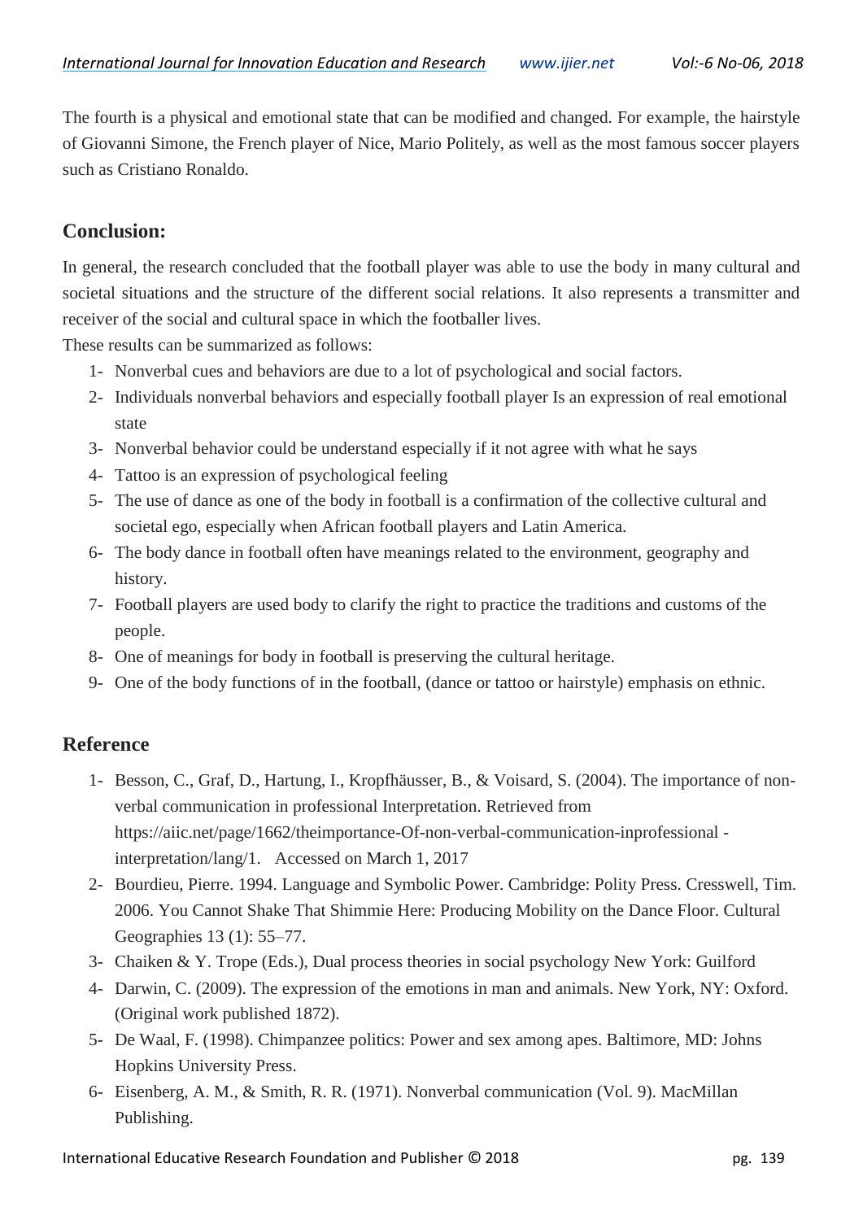The fourth is a physical and emotional state that can be modified and changed. For example, the hairstyle of Giovanni Simone, the French player of Nice, Mario Politely, as well as the most famous soccer players such as Cristiano Ronaldo.

## Conclusion:

In general, the research concluded that the football player was able to use the body in many cultural and societal situations and the structure of the different social relations. It also represents a transmitter and receiver of the social and cultural space in which the footballer lives.

These results can be summarized as follows:

1- Nonverbal cues and behaviors are due to a lot of psychological and social factors.
2- Individuals nonverbal behaviors and especially football player Is an expression of real emotional state
3- Nonverbal behavior could be understand especially if it not agree with what he says
4- Tattoo is an expression of psychological feeling
5- The use of dance as one of the body in football is a confirmation of the collective cultural and societal ego, especially when African football players and Latin America.
6- The body dance in football often have meanings related to the environment, geography and history.
7- Football players are used body to clarify the right to practice the traditions and customs of the people.
8- One of meanings for body in football is preserving the cultural heritage.
9- One of the body functions of in the football, (dance or tattoo or hairstyle) emphasis on ethnic.

## Reference

1- Besson, C., Graf, D., Hartung, I., Kropfhäusser, B., & Voisard, S. (2004). The importance of non-verbal communication in professional Interpretation. Retrieved from https://aiic.net/page/1662/theimportance-Of-non-verbal-communication-inprofessional -interpretation/lang/1. Accessed on March 1, 2017
2- Bourdieu, Pierre. 1994. Language and Symbolic Power. Cambridge: Polity Press. Cresswell, Tim. 2006. You Cannot Shake That Shimmie Here: Producing Mobility on the Dance Floor. Cultural Geographies 13 (1): 55–77.
3- Chaiken & Y. Trope (Eds.), Dual process theories in social psychology New York: Guilford
4- Darwin, C. (2009). The expression of the emotions in man and animals. New York, NY: Oxford. (Original work published 1872).
5- De Waal, F. (1998). Chimpanzee politics: Power and sex among apes. Baltimore, MD: Johns Hopkins University Press.
6- Eisenberg, A. M., & Smith, R. R. (1971). Nonverbal communication (Vol. 9). MacMillan Publishing.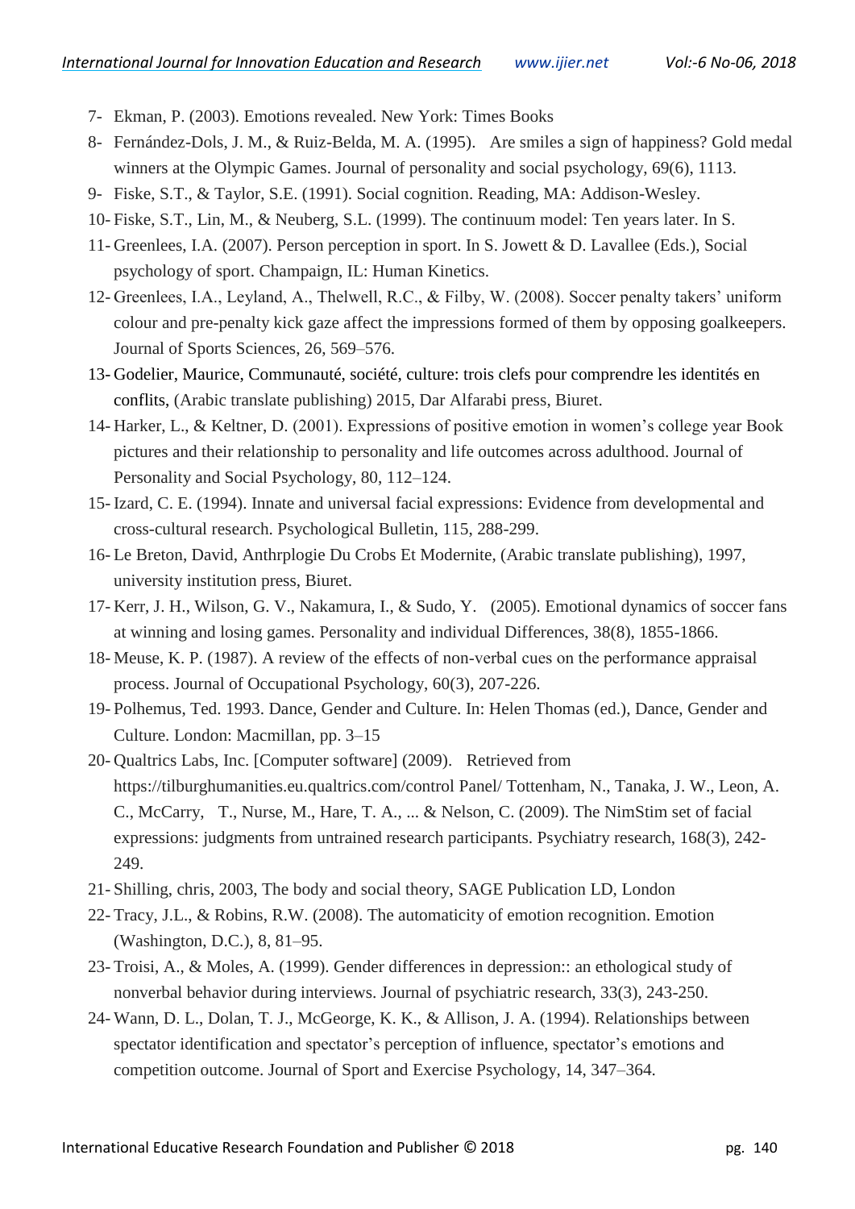7- Ekman, P. (2003). Emotions revealed. New York: Times Books

8- Fernández-Dols, J. M., & Ruiz-Belda, M. A. (1995). Are smiles a sign of happiness? Gold medal winners at the Olympic Games. Journal of personality and social psychology, 69(6), 1113.

9- Fiske, S.T., & Taylor, S.E. (1991). Social cognition. Reading, MA: Addison-Wesley.

10- Fiske, S.T., Lin, M., & Neuberg, S.L. (1999). The continuum model: Ten years later. In S.

11- Greenlees, I.A. (2007). Person perception in sport. In S. Jowett & D. Lavallee (Eds.), Social psychology of sport. Champaign, IL: Human Kinetics.

12- Greenlees, I.A., Leyland, A., Thelwell, R.C., & Filby, W. (2008). Soccer penalty takers' uniform colour and pre-penalty kick gaze affect the impressions formed of them by opposing goalkeepers. Journal of Sports Sciences, 26, 569–576.

13- Godelier, Maurice, Communauté, société, culture: trois clefs pour comprendre les identités en conflits, (Arabic translate publishing) 2015, Dar Alfarabi press, Biuret.

14- Harker, L., & Keltner, D. (2001). Expressions of positive emotion in women's college year Book pictures and their relationship to personality and life outcomes across adulthood. Journal of Personality and Social Psychology, 80, 112–124.

15- Izard, C. E. (1994). Innate and universal facial expressions: Evidence from developmental and cross-cultural research. Psychological Bulletin, 115, 288-299.

16- Le Breton, David, Anthrplogie Du Crobs Et Modernite, (Arabic translate publishing), 1997, university institution press, Biuret.

17- Kerr, J. H., Wilson, G. V., Nakamura, I., & Sudo, Y. (2005). Emotional dynamics of soccer fans at winning and losing games. Personality and individual Differences, 38(8), 1855-1866.

18- Meuse, K. P. (1987). A review of the effects of non-verbal cues on the performance appraisal process. Journal of Occupational Psychology, 60(3), 207-226.

19- Polhemus, Ted. 1993. Dance, Gender and Culture. In: Helen Thomas (ed.), Dance, Gender and Culture. London: Macmillan, pp. 3–15

20- Qualtrics Labs, Inc. [Computer software] (2009). Retrieved from https://tilburghumanities.eu.qualtrics.com/control Panel/ Tottenham, N., Tanaka, J. W., Leon, A. C., McCarry, T., Nurse, M., Hare, T. A., ... & Nelson, C. (2009). The NimStim set of facial expressions: judgments from untrained research participants. Psychiatry research, 168(3), 242-249.

21- Shilling, chris, 2003, The body and social theory, SAGE Publication LD, London

22- Tracy, J.L., & Robins, R.W. (2008). The automaticity of emotion recognition. Emotion (Washington, D.C.), 8, 81–95.

23- Troisi, A., & Moles, A. (1999). Gender differences in depression:: an ethological study of nonverbal behavior during interviews. Journal of psychiatric research, 33(3), 243-250.

24- Wann, D. L., Dolan, T. J., McGeorge, K. K., & Allison, J. A. (1994). Relationships between spectator identification and spectator's perception of influence, spectator's emotions and competition outcome. Journal of Sport and Exercise Psychology, 14, 347–364.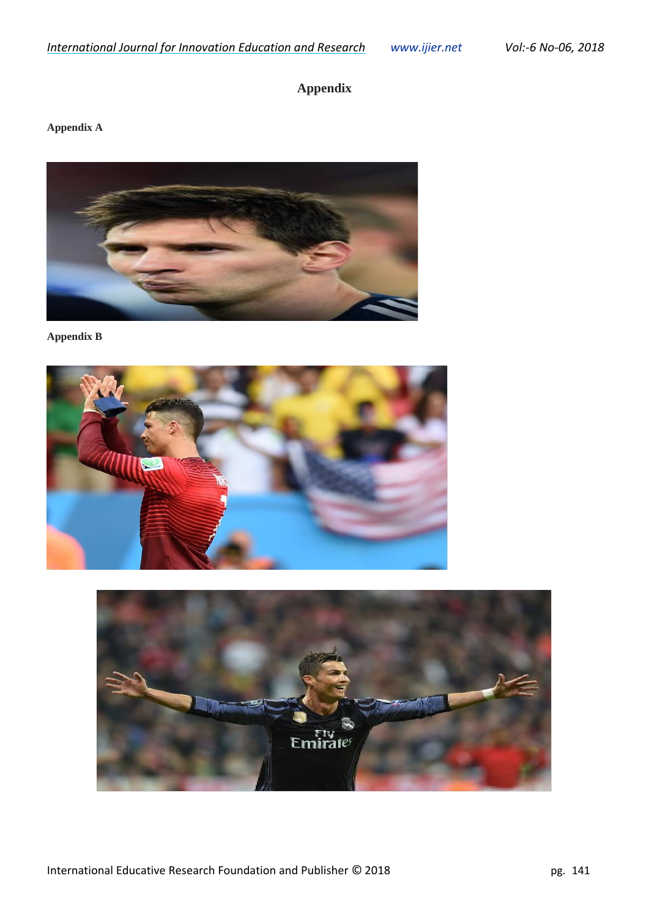# Appendix

**Appendix A**

**Appendix B**